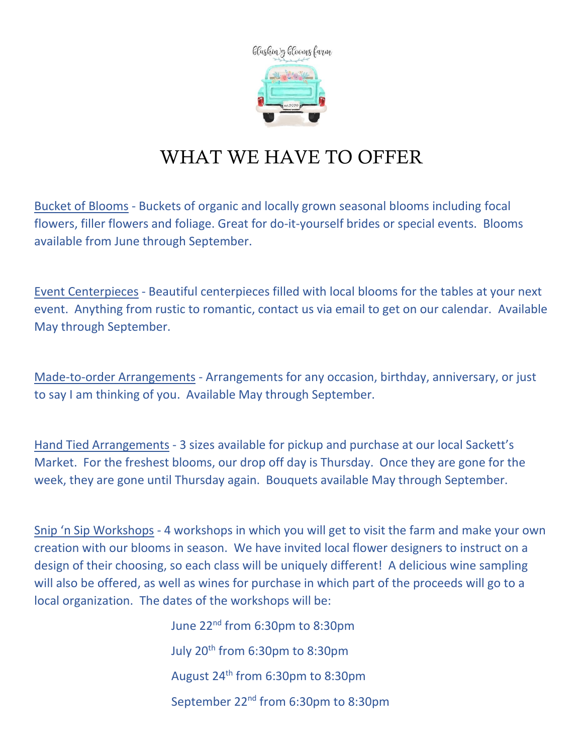# WHAT WE HAVE TO OFFER

Bucket of Blooms - Buckets of organic and locally grown seasonal blooms including focal flowers, filler flowers and foliage. Great for do-it-yourself brides or special events. Blooms available from June through September.

Event Centerpieces - Beautiful centerpieces filled with local blooms for the tables at your next event. Anything from rustic to romantic, contact us via email to get on our calendar. Available May through September.

Made-to-order Arrangements - Arrangements for any occasion, birthday, anniversary, or just to say I am thinking of you. Available May through September.

Hand Tied Arrangements - 3 sizes available for pickup and purchase at our local Sackett's Market. For the freshest blooms, our drop off day is Thursday. Once they are gone for the week, they are gone until Thursday again. Bouquets available May through September.

Snip 'n Sip Workshops - 4 workshops in which you will get to visit the farm and make your own creation with our blooms in season. We have invited local flower designers to instruct on a design of their choosing, so each class will be uniquely different! A delicious wine sampling will also be offered, as well as wines for purchase in which part of the proceeds will go to a local organization. The dates of the workshops will be:

June 22nd from 6:30pm to 8:30pm

July 20th from 6:30pm to 8:30pm

August 24th from 6:30pm to 8:30pm

September 22nd from 6:30pm to 8:30pm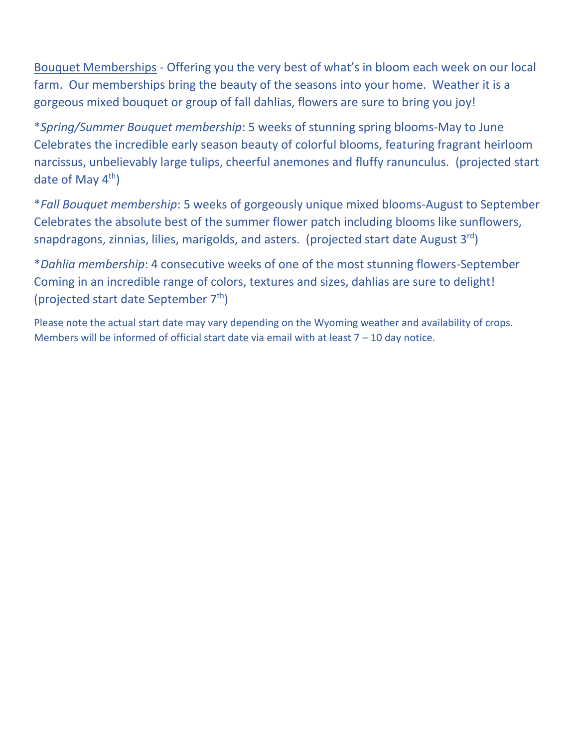Bouquet Memberships - Offering you the very best of what's in bloom each week on our local farm. Our memberships bring the beauty of the seasons into your home. Weather it is a gorgeous mixed bouquet or group of fall dahlias, flowers are sure to bring you joy!

**Spring/Summer Bouquet membership*: 5 weeks of stunning spring blooms-May to June
Celebrates the incredible early season beauty of colorful blooms, featuring fragrant heirloom narcissus, unbelievably large tulips, cheerful anemones and fluffy ranunculus. (projected start date of May 4th)

**Fall Bouquet membership*: 5 weeks of gorgeously unique mixed blooms-August to September
Celebrates the absolute best of the summer flower patch including blooms like sunflowers, snapdragons, zinnias, lilies, marigolds, and asters. (projected start date August 3rd)

**Dahlia membership*: 4 consecutive weeks of one of the most stunning flowers-September
Coming in an incredible range of colors, textures and sizes, dahlias are sure to delight! (projected start date September 7th)

Please note the actual start date may vary depending on the Wyoming weather and availability of crops. Members will be informed of official start date via email with at least 7 – 10 day notice.